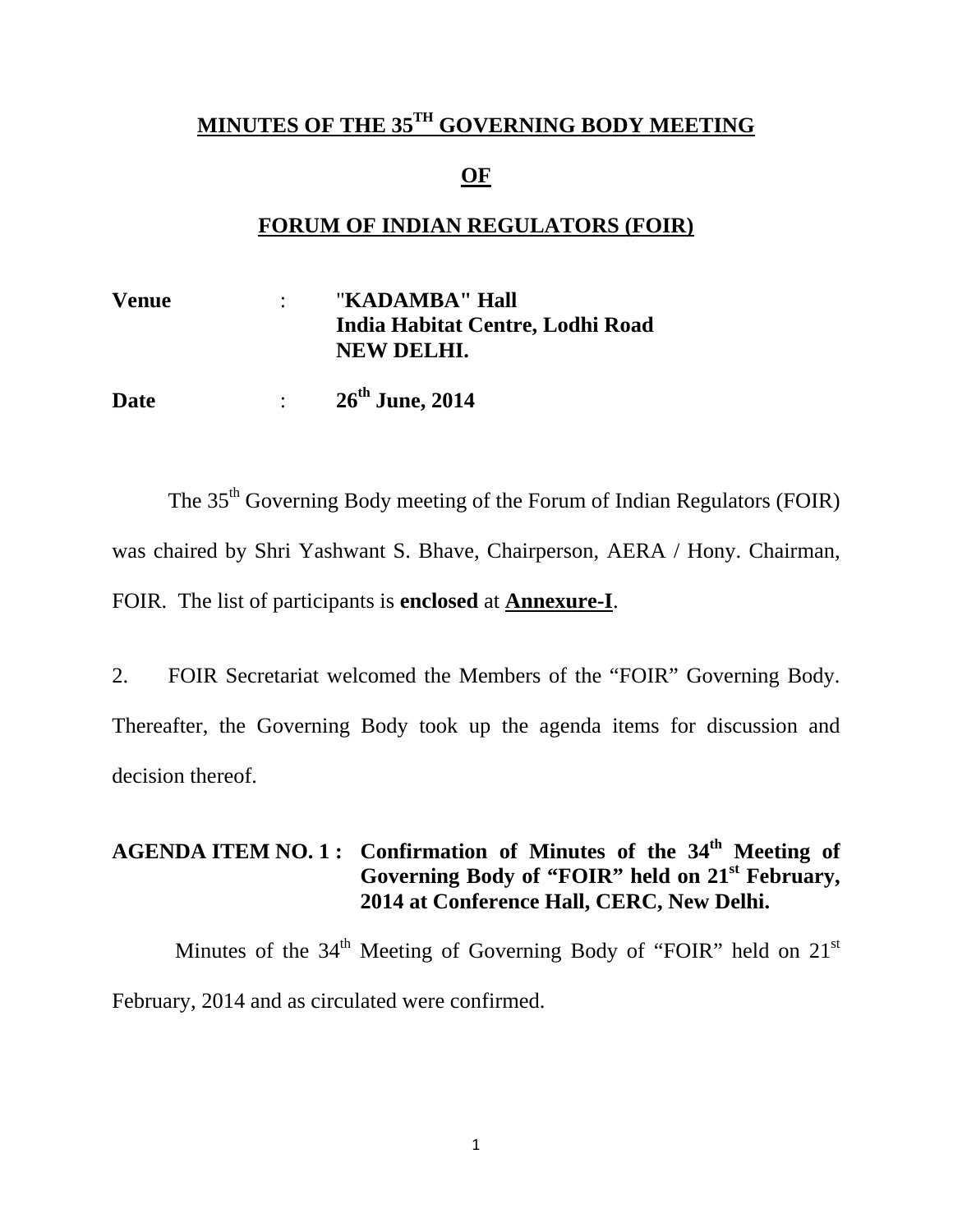# MINUTES OF THE 35TH GOVERNING BODY MEETING

## OF

## FORUM OF INDIAN REGULATORS (FOIR)

**Venue** : **"KADAMBA" Hall**
**India Habitat Centre, Lodhi Road**
**NEW DELHI.**

**Date** : **26th June, 2014**

The 35th Governing Body meeting of the Forum of Indian Regulators (FOIR) was chaired by Shri Yashwant S. Bhave, Chairperson, AERA / Hony. Chairman, FOIR. The list of participants is **enclosed** at **Annexure-I**.

2. FOIR Secretariat welcomed the Members of the "FOIR" Governing Body. Thereafter, the Governing Body took up the agenda items for discussion and decision thereof.

**AGENDA ITEM NO. 1 : Confirmation of Minutes of the 34th Meeting of Governing Body of "FOIR" held on 21st February, 2014 at Conference Hall, CERC, New Delhi.**

Minutes of the 34th Meeting of Governing Body of "FOIR" held on 21st February, 2014 and as circulated were confirmed.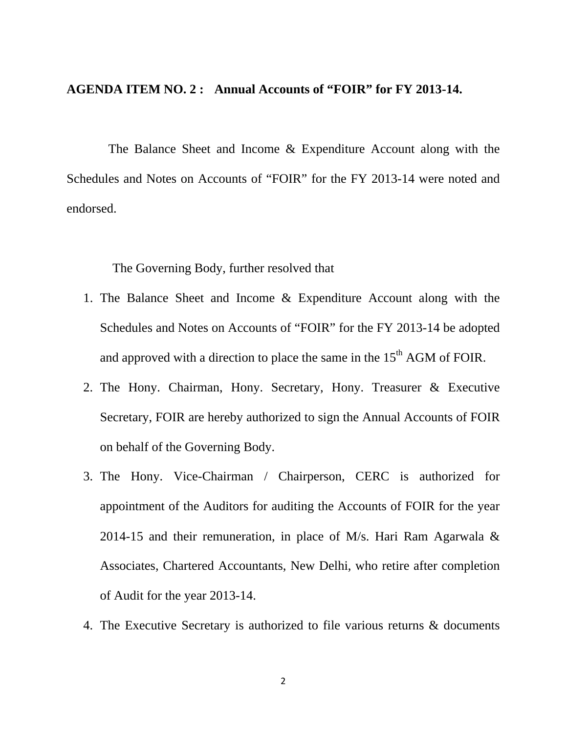**AGENDA ITEM NO. 2 : Annual Accounts of "FOIR" for FY 2013-14.**

The Balance Sheet and Income & Expenditure Account along with the Schedules and Notes on Accounts of "FOIR" for the FY 2013-14 were noted and endorsed.

The Governing Body, further resolved that

1. The Balance Sheet and Income & Expenditure Account along with the Schedules and Notes on Accounts of "FOIR" for the FY 2013-14 be adopted and approved with a direction to place the same in the 15th AGM of FOIR.
2. The Hony. Chairman, Hony. Secretary, Hony. Treasurer & Executive Secretary, FOIR are hereby authorized to sign the Annual Accounts of FOIR on behalf of the Governing Body.
3. The Hony. Vice-Chairman / Chairperson, CERC is authorized for appointment of the Auditors for auditing the Accounts of FOIR for the year 2014-15 and their remuneration, in place of M/s. Hari Ram Agarwala & Associates, Chartered Accountants, New Delhi, who retire after completion of Audit for the year 2013-14.
4. The Executive Secretary is authorized to file various returns & documents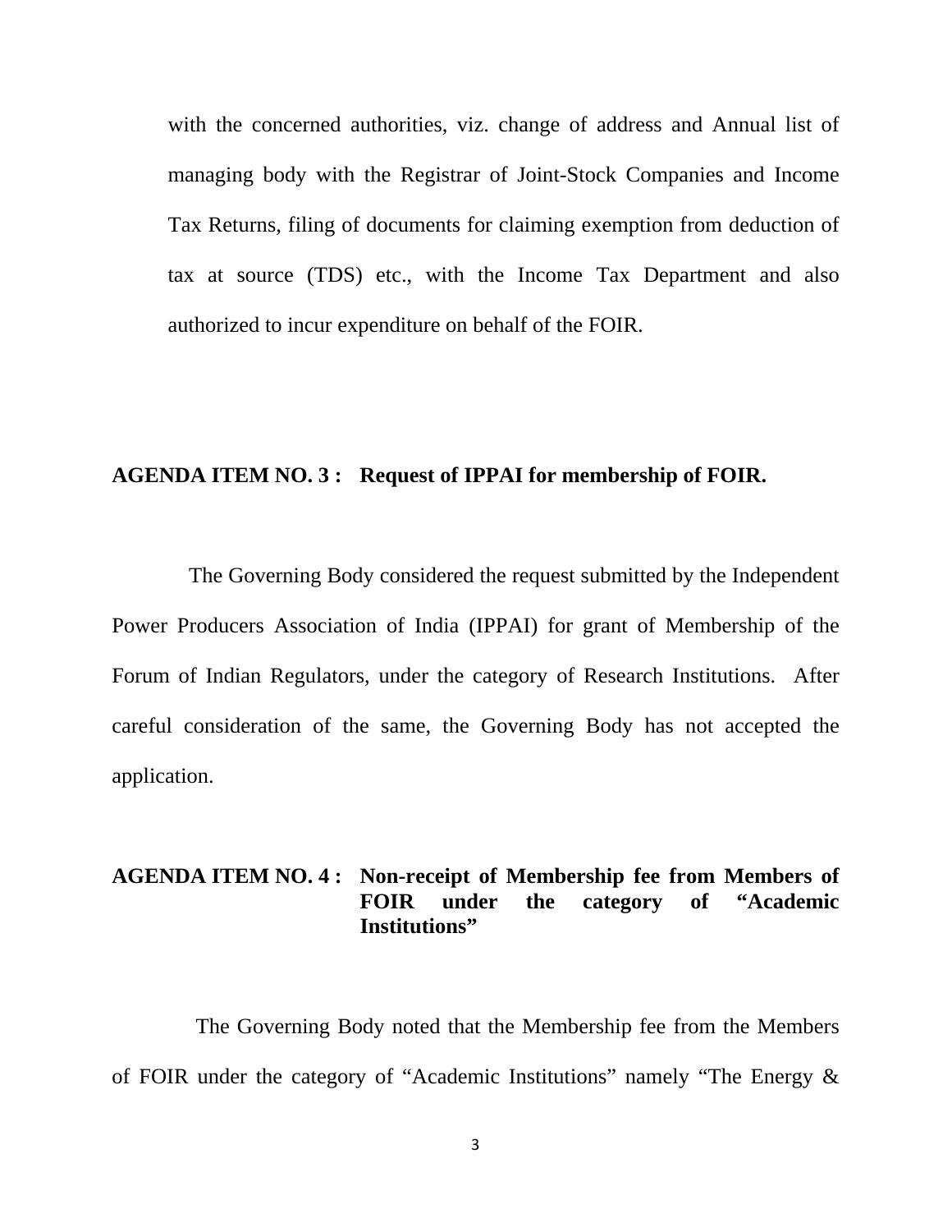with the concerned authorities, viz. change of address and Annual list of managing body with the Registrar of Joint-Stock Companies and Income Tax Returns, filing of documents for claiming exemption from deduction of tax at source (TDS) etc., with the Income Tax Department and also authorized to incur expenditure on behalf of the FOIR.

**AGENDA ITEM NO. 3 : Request of IPPAI for membership of FOIR.**

The Governing Body considered the request submitted by the Independent Power Producers Association of India (IPPAI) for grant of Membership of the Forum of Indian Regulators, under the category of Research Institutions. After careful consideration of the same, the Governing Body has not accepted the application.

**AGENDA ITEM NO. 4 : Non-receipt of Membership fee from Members of FOIR under the category of "Academic Institutions"**

The Governing Body noted that the Membership fee from the Members of FOIR under the category of "Academic Institutions" namely "The Energy &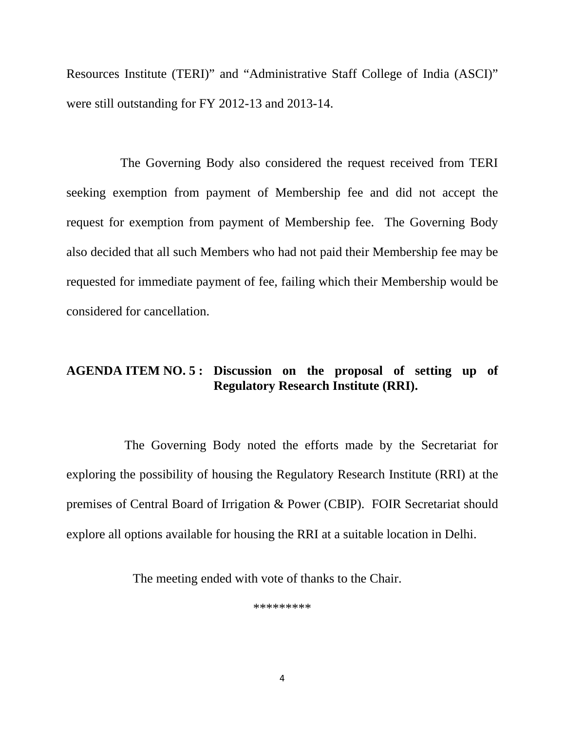Resources Institute (TERI)" and "Administrative Staff College of India (ASCI)" were still outstanding for FY 2012-13 and 2013-14.

The Governing Body also considered the request received from TERI seeking exemption from payment of Membership fee and did not accept the request for exemption from payment of Membership fee. The Governing Body also decided that all such Members who had not paid their Membership fee may be requested for immediate payment of fee, failing which their Membership would be considered for cancellation.

**AGENDA ITEM NO. 5 : Discussion on the proposal of setting up of Regulatory Research Institute (RRI).**

The Governing Body noted the efforts made by the Secretariat for exploring the possibility of housing the Regulatory Research Institute (RRI) at the premises of Central Board of Irrigation & Power (CBIP). FOIR Secretariat should explore all options available for housing the RRI at a suitable location in Delhi.

The meeting ended with vote of thanks to the Chair.

*********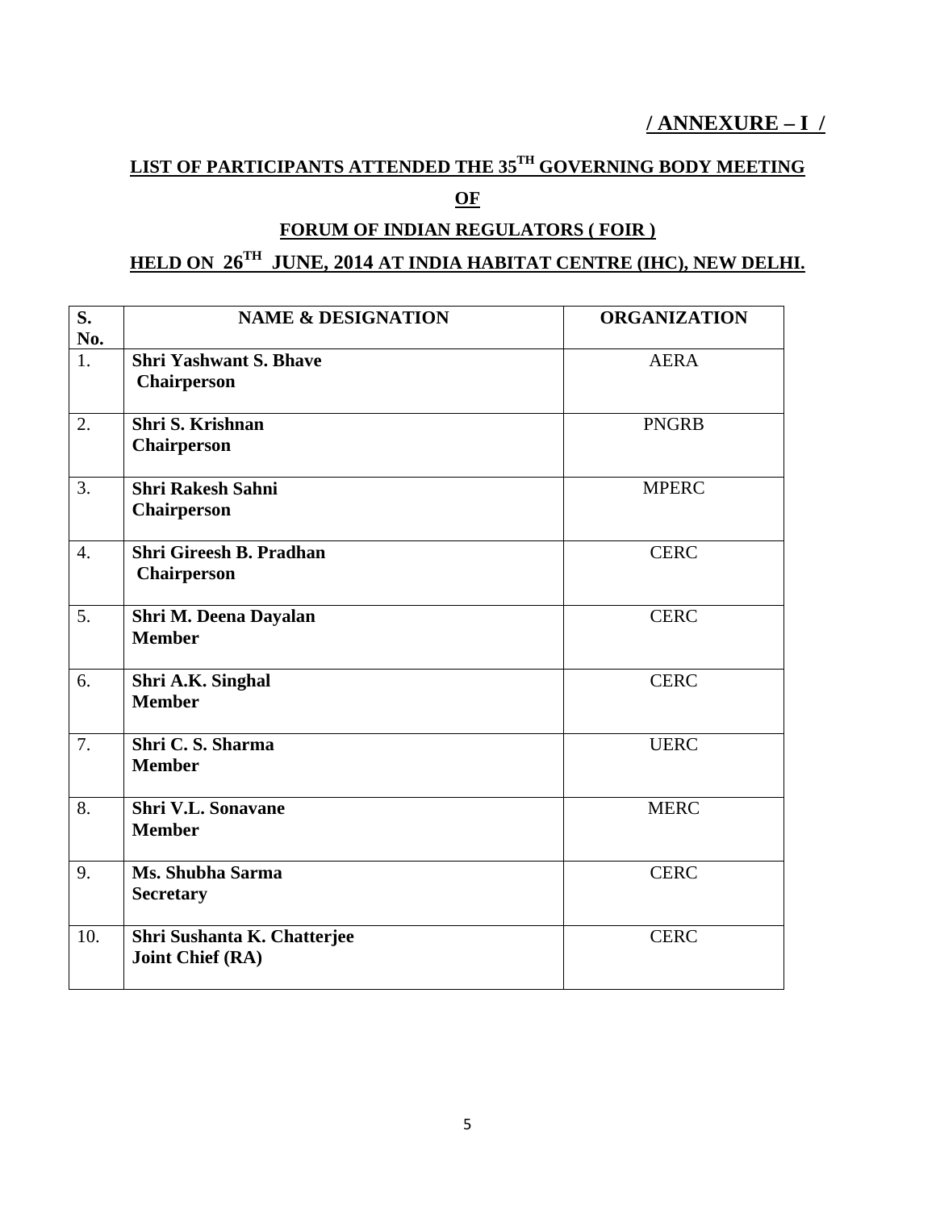**/ ANNEXURE – I /**

## LIST OF PARTICIPANTS ATTENDED THE 35TH GOVERNING BODY MEETING

## OF

## FORUM OF INDIAN REGULATORS ( FOIR )

## HELD ON 26TH JUNE, 2014 AT INDIA HABITAT CENTRE (IHC), NEW DELHI.

| S. No. | NAME & DESIGNATION | ORGANIZATION |
|---|---|---|
| 1. | **Shri Yashwant S. Bhave**<br>**Chairperson** | AERA |
| 2. | **Shri S. Krishnan**<br>**Chairperson** | PNGRB |
| 3. | **Shri Rakesh Sahni**<br>**Chairperson** | MPERC |
| 4. | **Shri Gireesh B. Pradhan**<br>**Chairperson** | CERC |
| 5. | **Shri M. Deena Dayalan**<br>**Member** | CERC |
| 6. | **Shri A.K. Singhal**<br>**Member** | CERC |
| 7. | **Shri C. S. Sharma**<br>**Member** | UERC |
| 8. | **Shri V.L. Sonavane**<br>**Member** | MERC |
| 9. | **Ms. Shubha Sarma**<br>**Secretary** | CERC |
| 10. | **Shri Sushanta K. Chatterjee**<br>**Joint Chief (RA)** | CERC |